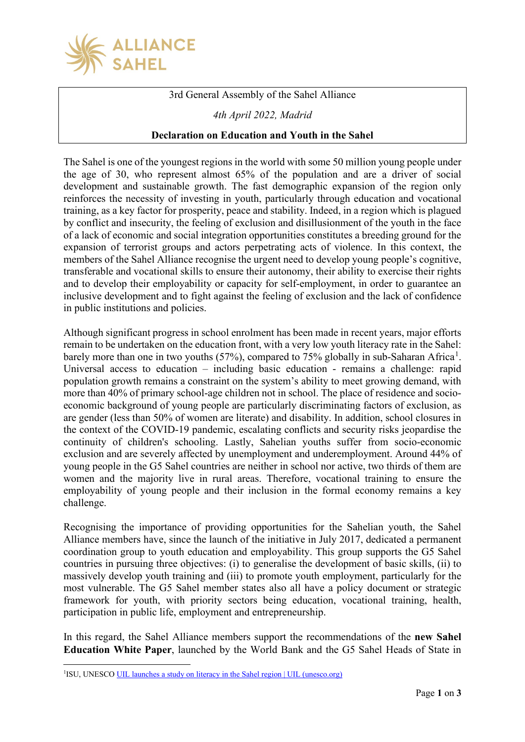3rd General Assembly of the Sahel Alliance

*4th April 2022, Madrid*

**Declaration on Education and Youth in the Sahel**

The Sahel is one of the youngest regions in the world with some 50 million young people under the age of 30, who represent almost 65% of the population and are a driver of social development and sustainable growth. The fast demographic expansion of the region only reinforces the necessity of investing in youth, particularly through education and vocational training, as a key factor for prosperity, peace and stability. Indeed, in a region which is plagued by conflict and insecurity, the feeling of exclusion and disillusionment of the youth in the face of a lack of economic and social integration opportunities constitutes a breeding ground for the expansion of terrorist groups and actors perpetrating acts of violence. In this context, the members of the Sahel Alliance recognise the urgent need to develop young people's cognitive, transferable and vocational skills to ensure their autonomy, their ability to exercise their rights and to develop their employability or capacity for self-employment, in order to guarantee an inclusive development and to fight against the feeling of exclusion and the lack of confidence in public institutions and policies.

Although significant progress in school enrolment has been made in recent years, major efforts remain to be undertaken on the education front, with a very low youth literacy rate in the Sahel: barely more than one in two youths (57%), compared to 75% globally in sub-Saharan Africa[1]. Universal access to education – including basic education - remains a challenge: rapid population growth remains a constraint on the system's ability to meet growing demand, with more than 40% of primary school-age children not in school. The place of residence and socio-economic background of young people are particularly discriminating factors of exclusion, as are gender (less than 50% of women are literate) and disability. In addition, school closures in the context of the COVID-19 pandemic, escalating conflicts and security risks jeopardise the continuity of children's schooling. Lastly, Sahelian youths suffer from socio-economic exclusion and are severely affected by unemployment and underemployment. Around 44% of young people in the G5 Sahel countries are neither in school nor active, two thirds of them are women and the majority live in rural areas. Therefore, vocational training to ensure the employability of young people and their inclusion in the formal economy remains a key challenge.

Recognising the importance of providing opportunities for the Sahelian youth, the Sahel Alliance members have, since the launch of the initiative in July 2017, dedicated a permanent coordination group to youth education and employability. This group supports the G5 Sahel countries in pursuing three objectives: (i) to generalise the development of basic skills, (ii) to massively develop youth training and (iii) to promote youth employment, particularly for the most vulnerable. The G5 Sahel member states also all have a policy document or strategic framework for youth, with priority sectors being education, vocational training, health, participation in public life, employment and entrepreneurship.

In this regard, the Sahel Alliance members support the recommendations of the **new Sahel Education White Paper**, launched by the World Bank and the G5 Sahel Heads of State in

[1] ISU, UNESCO [UIL launches a study on literacy in the Sahel region | UIL (unesco.org)]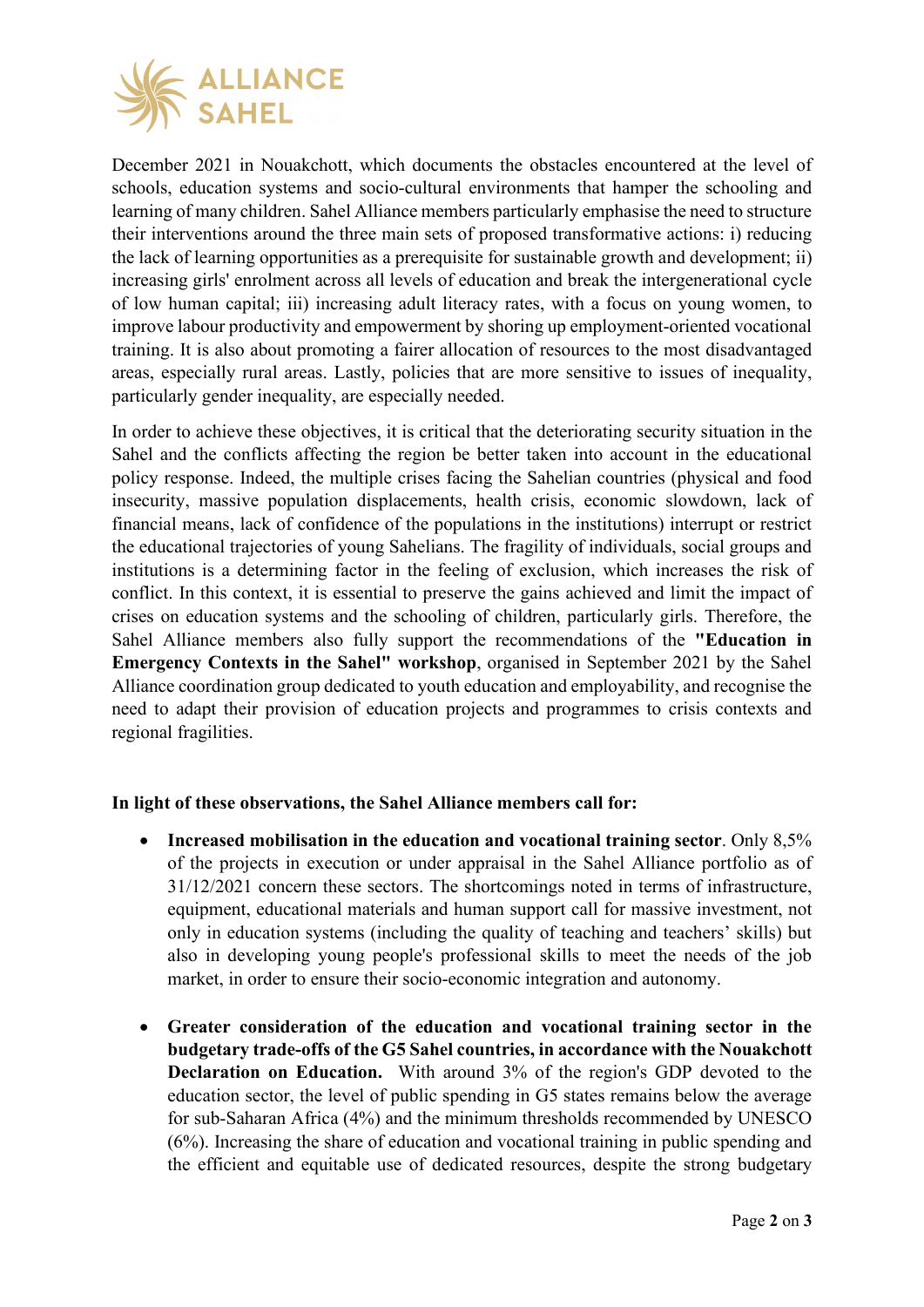December 2021 in Nouakchott, which documents the obstacles encountered at the level of schools, education systems and socio-cultural environments that hamper the schooling and learning of many children. Sahel Alliance members particularly emphasise the need to structure their interventions around the three main sets of proposed transformative actions: i) reducing the lack of learning opportunities as a prerequisite for sustainable growth and development; ii) increasing girls' enrolment across all levels of education and break the intergenerational cycle of low human capital; iii) increasing adult literacy rates, with a focus on young women, to improve labour productivity and empowerment by shoring up employment-oriented vocational training. It is also about promoting a fairer allocation of resources to the most disadvantaged areas, especially rural areas. Lastly, policies that are more sensitive to issues of inequality, particularly gender inequality, are especially needed.

In order to achieve these objectives, it is critical that the deteriorating security situation in the Sahel and the conflicts affecting the region be better taken into account in the educational policy response. Indeed, the multiple crises facing the Sahelian countries (physical and food insecurity, massive population displacements, health crisis, economic slowdown, lack of financial means, lack of confidence of the populations in the institutions) interrupt or restrict the educational trajectories of young Sahelians. The fragility of individuals, social groups and institutions is a determining factor in the feeling of exclusion, which increases the risk of conflict. In this context, it is essential to preserve the gains achieved and limit the impact of crises on education systems and the schooling of children, particularly girls. Therefore, the Sahel Alliance members also fully support the recommendations of the **"Education in Emergency Contexts in the Sahel" workshop**, organised in September 2021 by the Sahel Alliance coordination group dedicated to youth education and employability, and recognise the need to adapt their provision of education projects and programmes to crisis contexts and regional fragilities.

**In light of these observations, the Sahel Alliance members call for:**

- **Increased mobilisation in the education and vocational training sector**. Only 8,5% of the projects in execution or under appraisal in the Sahel Alliance portfolio as of 31/12/2021 concern these sectors. The shortcomings noted in terms of infrastructure, equipment, educational materials and human support call for massive investment, not only in education systems (including the quality of teaching and teachers' skills) but also in developing young people's professional skills to meet the needs of the job market, in order to ensure their socio-economic integration and autonomy.

- **Greater consideration of the education and vocational training sector in the budgetary trade-offs of the G5 Sahel countries, in accordance with the Nouakchott Declaration on Education.** With around 3% of the region's GDP devoted to the education sector, the level of public spending in G5 states remains below the average for sub-Saharan Africa (4%) and the minimum thresholds recommended by UNESCO (6%). Increasing the share of education and vocational training in public spending and the efficient and equitable use of dedicated resources, despite the strong budgetary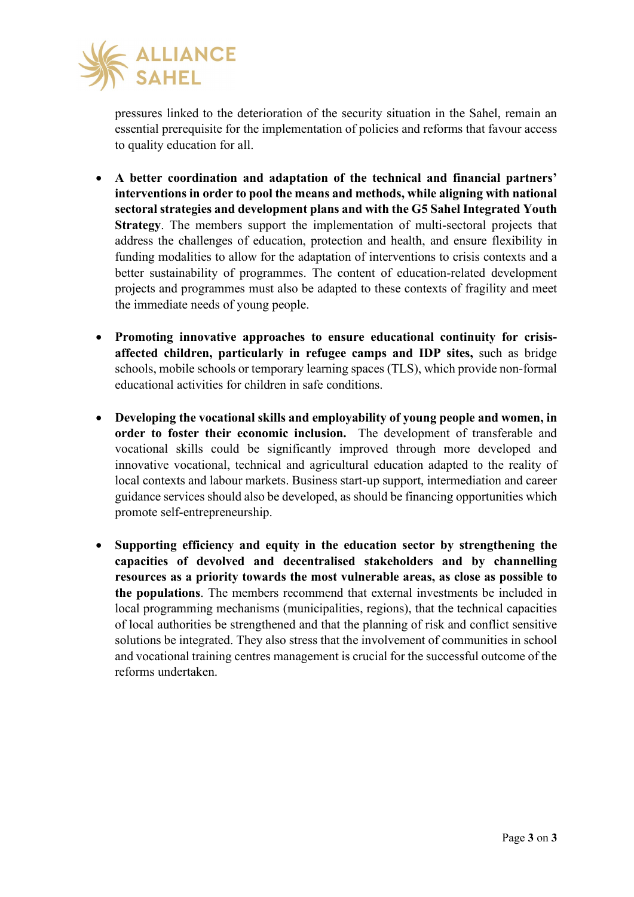pressures linked to the deterioration of the security situation in the Sahel, remain an essential prerequisite for the implementation of policies and reforms that favour access to quality education for all.

- **A better coordination and adaptation of the technical and financial partners' interventions in order to pool the means and methods, while aligning with national sectoral strategies and development plans and with the G5 Sahel Integrated Youth Strategy**. The members support the implementation of multi-sectoral projects that address the challenges of education, protection and health, and ensure flexibility in funding modalities to allow for the adaptation of interventions to crisis contexts and a better sustainability of programmes. The content of education-related development projects and programmes must also be adapted to these contexts of fragility and meet the immediate needs of young people.

- **Promoting innovative approaches to ensure educational continuity for crisis-affected children, particularly in refugee camps and IDP sites,** such as bridge schools, mobile schools or temporary learning spaces (TLS), which provide non-formal educational activities for children in safe conditions.

- **Developing the vocational skills and employability of young people and women, in order to foster their economic inclusion.** The development of transferable and vocational skills could be significantly improved through more developed and innovative vocational, technical and agricultural education adapted to the reality of local contexts and labour markets. Business start-up support, intermediation and career guidance services should also be developed, as should be financing opportunities which promote self-entrepreneurship.

- **Supporting efficiency and equity in the education sector by strengthening the capacities of devolved and decentralised stakeholders and by channelling resources as a priority towards the most vulnerable areas, as close as possible to the populations**. The members recommend that external investments be included in local programming mechanisms (municipalities, regions), that the technical capacities of local authorities be strengthened and that the planning of risk and conflict sensitive solutions be integrated. They also stress that the involvement of communities in school and vocational training centres management is crucial for the successful outcome of the reforms undertaken.